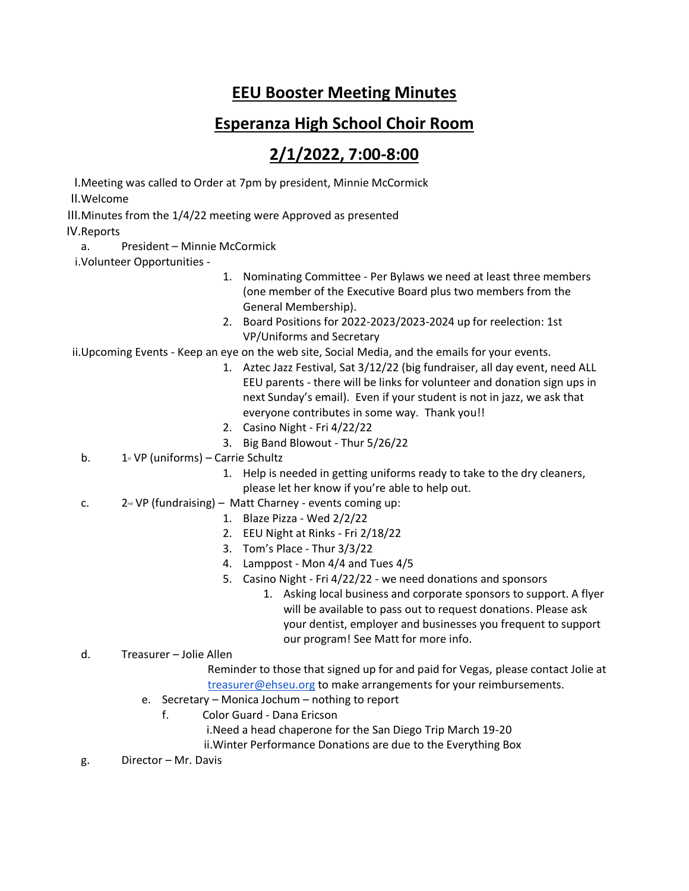# EEU Booster Meeting Minutes

# Esperanza High School Choir Room

# 2/1/2022, 7:00-8:00

I. Meeting was called to Order at 7pm by president, Minnie McCormick

II. Welcome

III. Minutes from the 1/4/22 meeting were Approved as presented

IV. Reports

a. President – Minnie McCormick

i. Volunteer Opportunities -

1. Nominating Committee - Per Bylaws we need at least three members (one member of the Executive Board plus two members from the General Membership).
2. Board Positions for 2022-2023/2023-2024 up for reelection: 1st VP/Uniforms and Secretary

ii. Upcoming Events - Keep an eye on the web site, Social Media, and the emails for your events.

1. Aztec Jazz Festival, Sat 3/12/22 (big fundraiser, all day event, need ALL EEU parents - there will be links for volunteer and donation sign ups in next Sunday's email). Even if your student is not in jazz, we ask that everyone contributes in some way. Thank you!!
2. Casino Night - Fri 4/22/22
3. Big Band Blowout - Thur 5/26/22

b. 1st VP (uniforms) – Carrie Schultz

1. Help is needed in getting uniforms ready to take to the dry cleaners, please let her know if you're able to help out.

c. 2nd VP (fundraising) – Matt Charney - events coming up:

1. Blaze Pizza - Wed 2/2/22
2. EEU Night at Rinks - Fri 2/18/22
3. Tom's Place - Thur 3/3/22
4. Lamppost - Mon 4/4 and Tues 4/5
5. Casino Night - Fri 4/22/22 - we need donations and sponsors
   1. Asking local business and corporate sponsors to support. A flyer will be available to pass out to request donations. Please ask your dentist, employer and businesses you frequent to support our program! See Matt for more info.

d. Treasurer – Jolie Allen

Reminder to those that signed up for and paid for Vegas, please contact Jolie at treasurer@ehseu.org to make arrangements for your reimbursements.

e. Secretary – Monica Jochum – nothing to report

f. Color Guard - Dana Ericson

i. Need a head chaperone for the San Diego Trip March 19-20

ii. Winter Performance Donations are due to the Everything Box

g. Director – Mr. Davis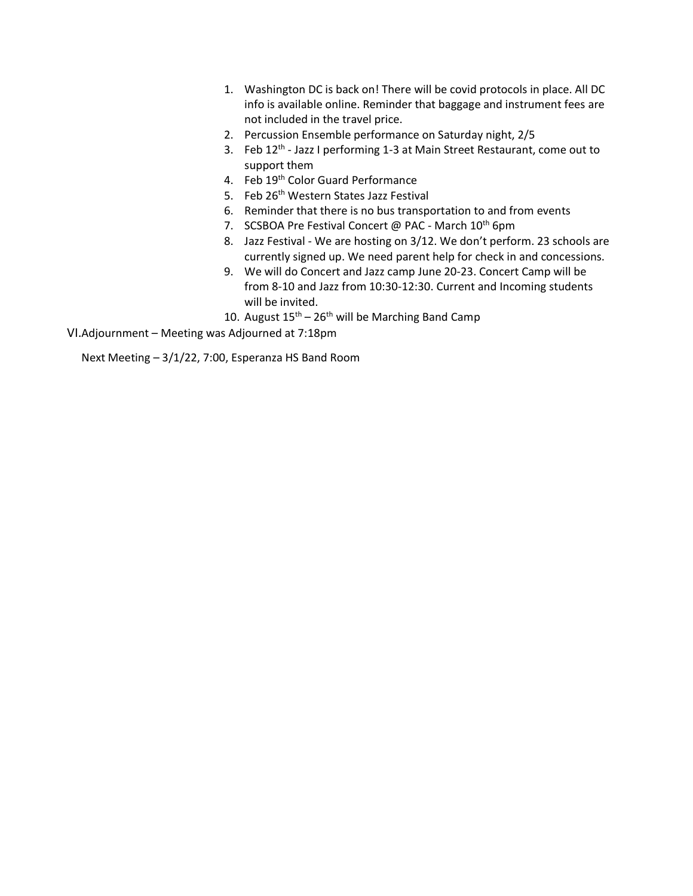1. Washington DC is back on! There will be covid protocols in place. All DC info is available online. Reminder that baggage and instrument fees are not included in the travel price.
2. Percussion Ensemble performance on Saturday night, 2/5
3. Feb 12th - Jazz I performing 1-3 at Main Street Restaurant, come out to support them
4. Feb 19th Color Guard Performance
5. Feb 26th Western States Jazz Festival
6. Reminder that there is no bus transportation to and from events
7. SCSBOA Pre Festival Concert @ PAC - March 10th 6pm
8. Jazz Festival - We are hosting on 3/12. We don't perform. 23 schools are currently signed up. We need parent help for check in and concessions.
9. We will do Concert and Jazz camp June 20-23. Concert Camp will be from 8-10 and Jazz from 10:30-12:30. Current and Incoming students will be invited.
10. August 15th – 26th will be Marching Band Camp

VI. Adjournment – Meeting was Adjourned at 7:18pm

Next Meeting – 3/1/22, 7:00, Esperanza HS Band Room